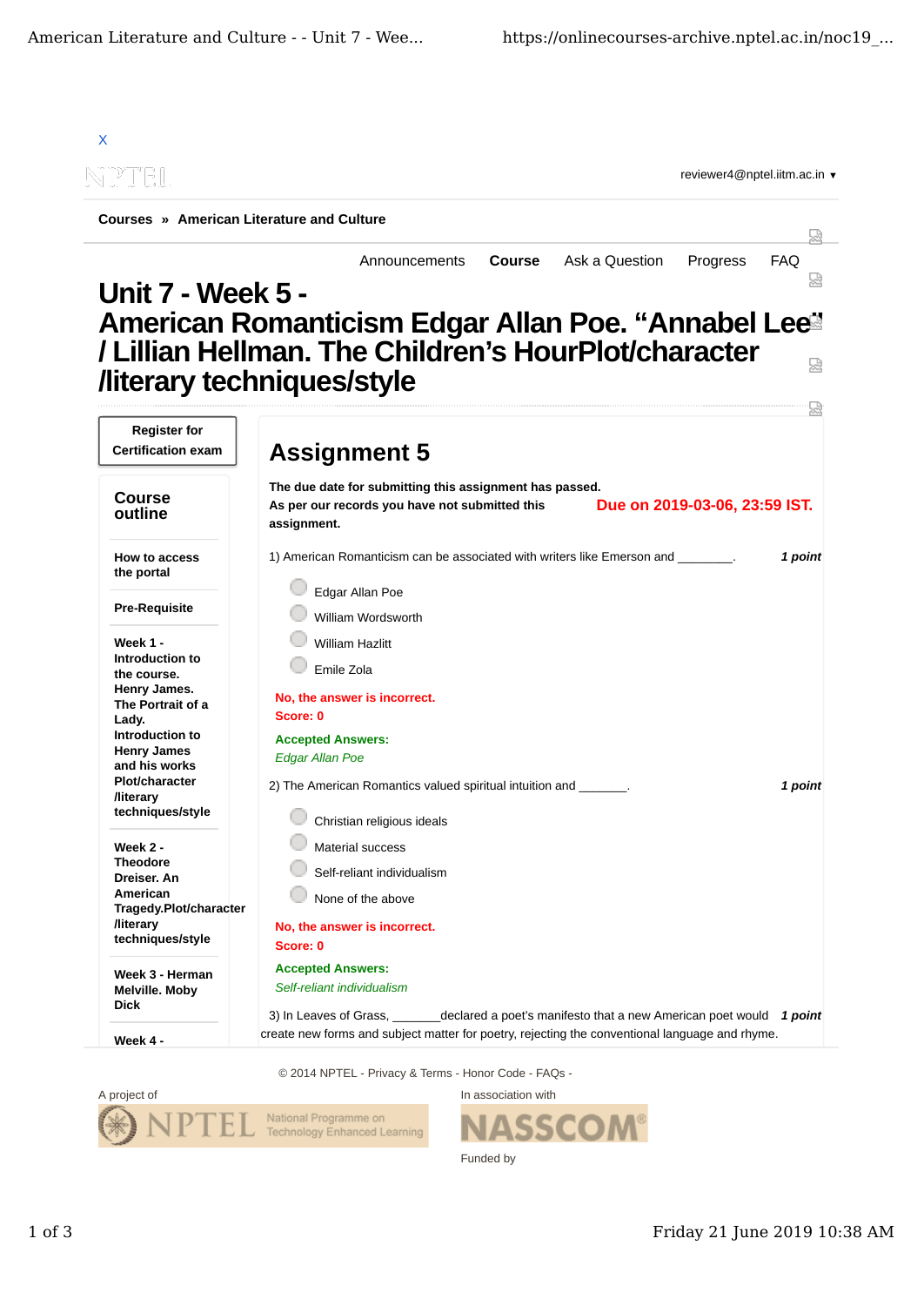X

reviewer4@nptel.iitm.ac.in ▼

**Courses » American Literature and Culture**

Announcements | **Course** | Ask a Question | Progress | FAQ

# Unit 7 - Week 5 - American Romanticism Edgar Allan Poe. "Annabel Lee" / Lillian Hellman. The Children's HourPlot/character /literary techniques/style

**Register for Certification exam**

**Course outline**

**How to access the portal**

**Pre-Requisite**

**Week 1 - Introduction to the course. Henry James. The Portrait of a Lady. Introduction to Henry James and his works Plot/character /literary techniques/style**

**Week 2 - Theodore Dreiser. An American Tragedy.Plot/character /literary techniques/style**

**Week 3 - Herman Melville. Moby Dick**

**Week 4 -**

## Assignment 5

**The due date for submitting this assignment has passed.**

**As per our records you have not submitted this assignment.**

**Due on 2019-03-06, 23:59 IST.**

1) American Romanticism can be associated with writers like Emerson and ________. *1 point*

- Edgar Allan Poe
- William Wordsworth
- William Hazlitt
- Emile Zola

**No, the answer is incorrect.**
**Score: 0**

**Accepted Answers:**
*Edgar Allan Poe*

2) The American Romantics valued spiritual intuition and _______. *1 point*

- Christian religious ideals
- Material success
- Self-reliant individualism
- None of the above

**No, the answer is incorrect.**
**Score: 0**

**Accepted Answers:**
*Self-reliant individualism*

3) In Leaves of Grass, _______declared a poet's manifesto that a new American poet would create new forms and subject matter for poetry, rejecting the conventional language and rhyme. *1 point*

© 2014 NPTEL - Privacy & Terms - Honor Code - FAQs -

A project of NPTEL National Programme on Technology Enhanced Learning

In association with NASSCOM

Funded by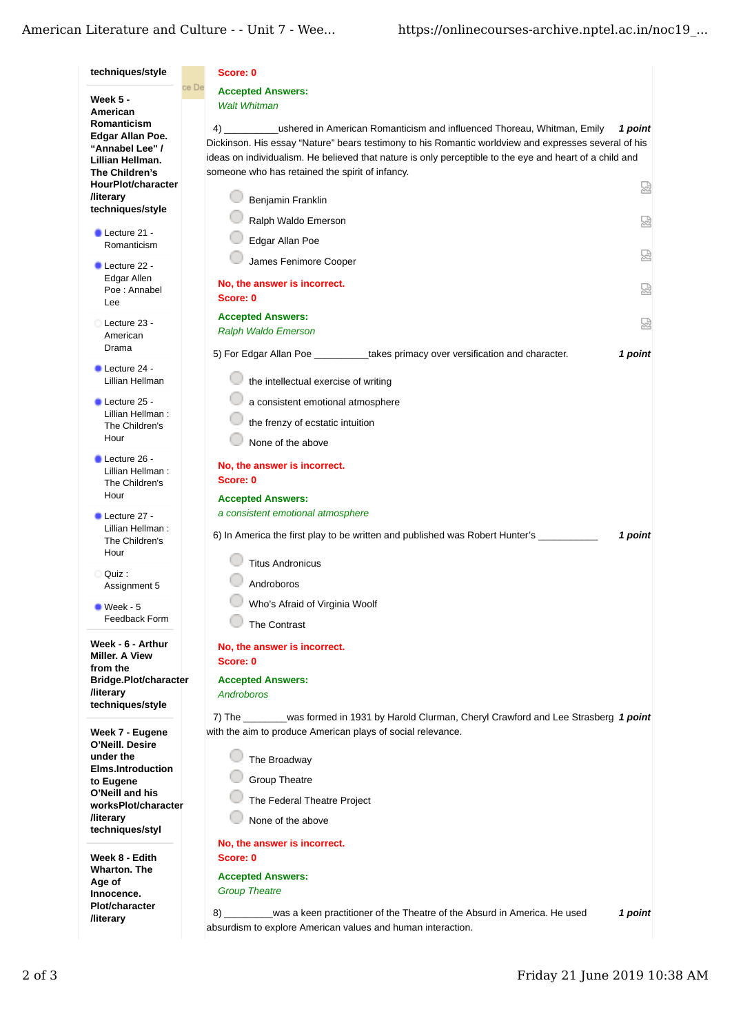techniques/style

**Week 5 - American Romanticism Edgar Allan Poe. "Annabel Lee" / Lillian Hellman. The Children's HourPlot/character /literary techniques/style**

- Lecture 21 - Romanticism
- Lecture 22 - Edgar Allen Poe : Annabel Lee
- Lecture 23 - American Drama
- Lecture 24 - Lillian Hellman
- Lecture 25 - Lillian Hellman : The Children's Hour
- Lecture 26 - Lillian Hellman : The Children's Hour
- Lecture 27 - Lillian Hellman : The Children's Hour
- Quiz : Assignment 5
- Week - 5 Feedback Form

**Week - 6 - Arthur Miller. A View from the Bridge.Plot/character /literary techniques/style**

**Week 7 - Eugene O'Neill. Desire under the Elms.Introduction to Eugene O'Neill and his worksPlot/character /literary techniques/styl**

**Week 8 - Edith Wharton. The Age of Innocence. Plot/character /literary**

Score: 0

**Accepted Answers:**
*Walt Whitman*

4) __________ushered in American Romanticism and influenced Thoreau, Whitman, Emily Dickinson. His essay "Nature" bears testimony to his Romantic worldview and expresses several of his ideas on individualism. He believed that nature is only perceptible to the eye and heart of a child and someone who has retained the spirit of infancy. ***1 point***

- Benjamin Franklin
- Ralph Waldo Emerson
- Edgar Allan Poe
- James Fenimore Cooper

**No, the answer is incorrect.**
**Score: 0**

**Accepted Answers:**
*Ralph Waldo Emerson*

5) For Edgar Allan Poe __________takes primacy over versification and character. ***1 point***

- the intellectual exercise of writing
- a consistent emotional atmosphere
- the frenzy of ecstatic intuition
- None of the above

**No, the answer is incorrect.**
**Score: 0**

**Accepted Answers:**
*a consistent emotional atmosphere*

6) In America the first play to be written and published was Robert Hunter's ___________ ***1 point***

- Titus Andronicus
- Androboros
- Who's Afraid of Virginia Woolf
- The Contrast

**No, the answer is incorrect.**
**Score: 0**

**Accepted Answers:**
*Androboros*

7) The ________was formed in 1931 by Harold Clurman, Cheryl Crawford and Lee Strasberg with the aim to produce American plays of social relevance. ***1 point***

- The Broadway
- Group Theatre
- The Federal Theatre Project
- None of the above

**No, the answer is incorrect.**
**Score: 0**

**Accepted Answers:**
*Group Theatre*

8) _________was a keen practitioner of the Theatre of the Absurd in America. He used absurdism to explore American values and human interaction. ***1 point***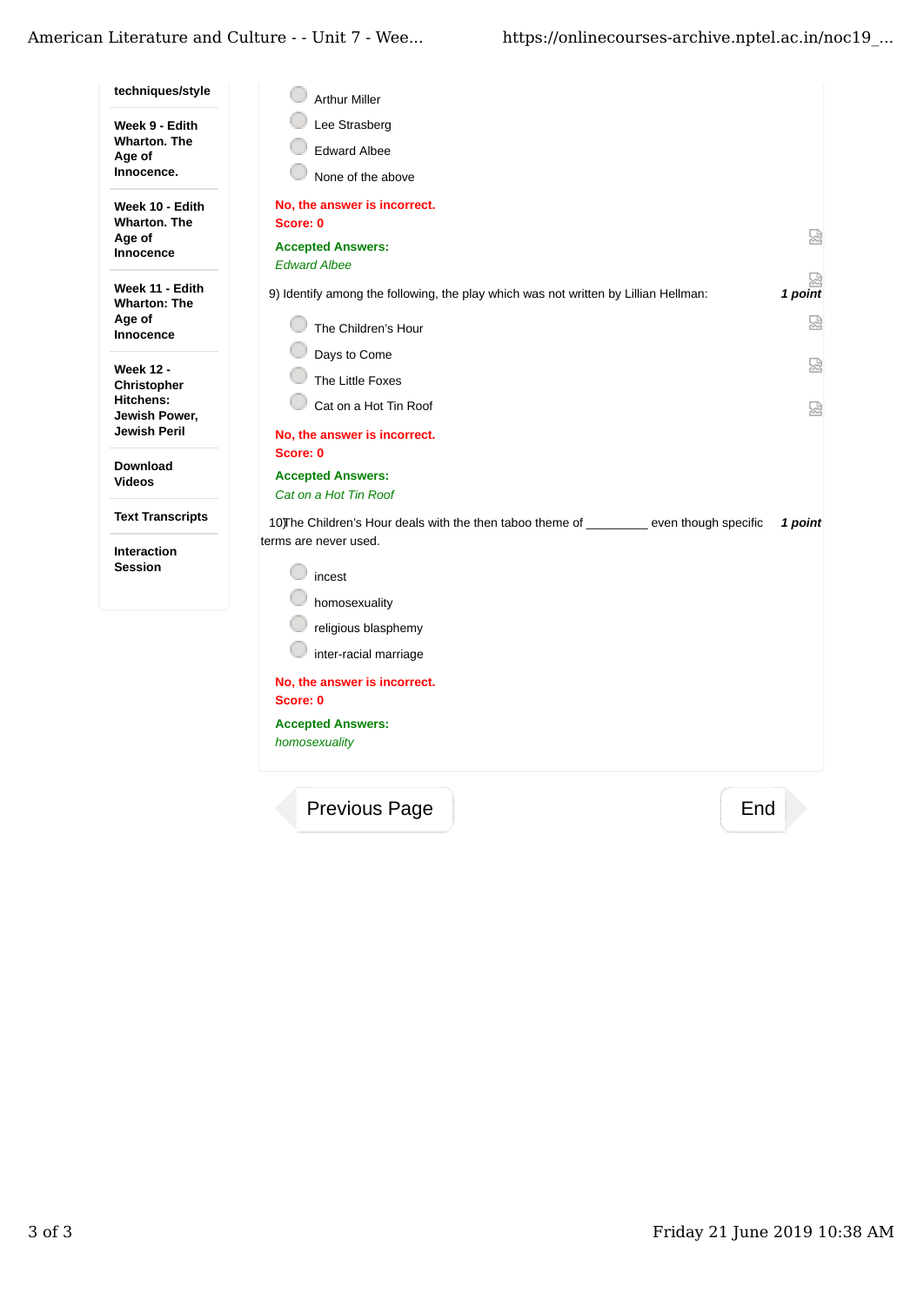- techniques/style
- Week 9 - Edith Wharton. The Age of Innocence.
- Week 10 - Edith Wharton. The Age of Innocence
- Week 11 - Edith Wharton: The Age of Innocence
- Week 12 - Christopher Hitchens: Jewish Power, Jewish Peril
- Download Videos
- Text Transcripts
- Interaction Session

- Arthur Miller
- Lee Strasberg
- Edward Albee
- None of the above

**No, the answer is incorrect.**
**Score: 0**

**Accepted Answers:**
*Edward Albee*

9) Identify among the following, the play which was not written by Lillian Hellman: ***1 point***

- The Children's Hour
- Days to Come
- The Little Foxes
- Cat on a Hot Tin Roof

**No, the answer is incorrect.**
**Score: 0**

**Accepted Answers:**
*Cat on a Hot Tin Roof*

10)The Children's Hour deals with the then taboo theme of _________ even though specific terms are never used. ***1 point***

- incest
- homosexuality
- religious blasphemy
- inter-racial marriage

**No, the answer is incorrect.**
**Score: 0**

**Accepted Answers:**
*homosexuality*

Previous Page | End